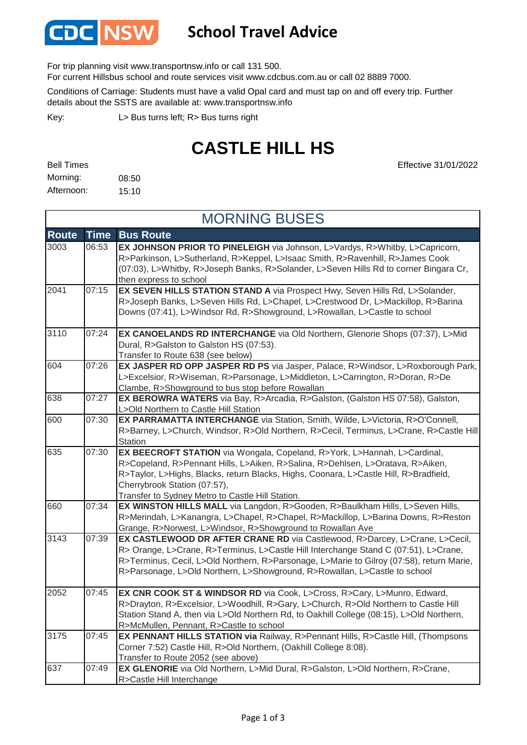CDC NSW

# School Travel Advice

For trip planning visit www.transportnsw.info or call 131 500.
For current Hillsbus school and route services visit www.cdcbus.com.au or call 02 8889 7000.

Conditions of Carriage: Students must have a valid Opal card and must tap on and off every trip. Further details about the SSTS are available at: www.transportnsw.info

Key: L> Bus turns left; R> Bus turns right

# CASTLE HILL HS

Effective 31/01/2022

Bell Times
Morning: 08:50
Afternoon: 15:10

## MORNING BUSES

| Route | Time | Bus Route |
|---|---|---|
| 3003 | 06:53 | **EX JOHNSON PRIOR TO PINELEIGH** via Johnson, L>Vardys, R>Whitby, L>Capricorn, R>Parkinson, L>Sutherland, R>Keppel, L>Isaac Smith, R>Ravenhill, R>James Cook (07:03), L>Whitby, R>Joseph Banks, R>Solander, L>Seven Hills Rd to corner Bingara Cr, then express to school |
| 2041 | 07:15 | **EX SEVEN HILLS STATION STAND A** via Prospect Hwy, Seven Hills Rd, L>Solander, R>Joseph Banks, L>Seven Hills Rd, L>Chapel, L>Crestwood Dr, L>Mackillop, R>Barina Downs (07:41), L>Windsor Rd, R>Showground, L>Rowallan, L>Castle to school |
| 3110 | 07:24 | **EX CANOELANDS RD INTERCHANGE** via Old Northern, Glenorie Shops (07:37), L>Mid Dural, R>Galston to Galston HS (07:53). Transfer to Route 638 (see below) |
| 604 | 07:26 | **EX JASPER RD OPP JASPER RD PS** via Jasper, Palace, R>Windsor, L>Roxborough Park, L>Excelsior, R>Wiseman, R>Parsonage, L>Middleton, L>Carrington, R>Doran, R>De Clambe, R>Showground to bus stop before Rowallan |
| 638 | 07:27 | **EX BEROWRA WATERS** via Bay, R>Arcadia, R>Galston, (Galston HS 07:58), Galston, L>Old Northern to Castle Hill Station |
| 600 | 07:30 | **EX PARRAMATTA INTERCHANGE** via Station, Smith, Wilde, L>Victoria, R>O'Connell, R>Barney, L>Church, Windsor, R>Old Northern, R>Cecil, Terminus, L>Crane, R>Castle Hill Station |
| 635 | 07:30 | **EX BEECROFT STATION** via Wongala, Copeland, R>York, L>Hannah, L>Cardinal, R>Copeland, R>Pennant Hills, L>Aiken, R>Salina, R>Dehlsen, L>Oratava, R>Aiken, R>Taylor, L>Highs, Blacks, return Blacks, Highs, Coonara, L>Castle Hill, R>Bradfield, Cherrybrook Station (07:57), Transfer to Sydney Metro to Castle Hill Station. |
| 660 | 07:34 | **EX WINSTON HILLS MALL** via Langdon, R>Gooden, R>Baulkham Hills, L>Seven Hills, R>Merindah, L>Kanangra, L>Chapel, R>Mackillop, L>Barina Downs, R>Reston Grange, R>Norwest, L>Windsor, R>Showground to Rowallan Ave |
| 3143 | 07:39 | **EX CASTLEWOOD DR AFTER CRANE RD** via Castlewood, R>Darcey, L>Crane, L>Cecil, R> Orange, L>Crane, R>Terminus, L>Castle Hill Interchange Stand C (07:51), L>Crane, R>Terminus, Cecil, L>Old Northern, R>Parsonage, L>Marie to Gilroy (07:58), return Marie, R>Parsonage, L>Old Northern, L>Showground, R>Rowallan, L>Castle to school |
| 2052 | 07:45 | **EX CNR COOK ST & WINDSOR RD** via Cook, L>Cross, R>Cary, L>Munro, Edward, R>Drayton, R>Excelsior, L>Woodhill, R>Gary, L>Church, R>Old Northern to Castle Hill Station Stand A, then via L>Old Northern Rd, to Oakhill College (08:15), L>Old Northern, R>McMullen, Pennant, R>Castle to school |
| 3175 | 07:45 | **EX PENNANT HILLS STATION via** Railway, R>Pennant Hills, R>Castle Hill, (Thompsons Corner 7:52) Castle Hill, R>Old Northern, (Oakhill College 8:08). Transfer to Route 2052 (see above) |
| 637 | 07:49 | **EX GLENORIE** via Old Northern, L>Mid Dural, R>Galston, L>Old Northern, R>Crane, R>Castle Hill Interchange |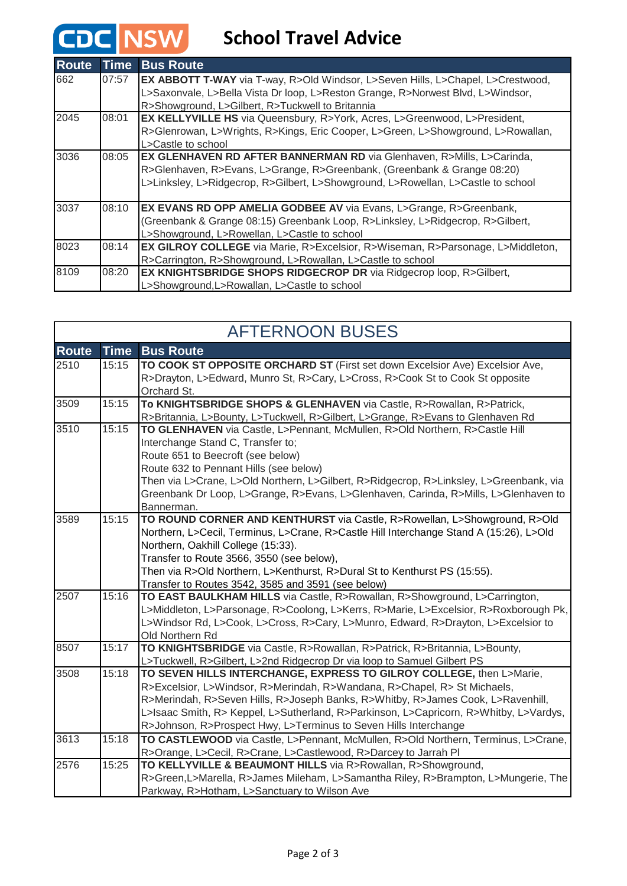# CDC NSW School Travel Advice

| Route | Time | Bus Route |
|---|---|---|
| 662 | 07:57 | **EX ABBOTT T-WAY** via T-way, R>Old Windsor, L>Seven Hills, L>Chapel, L>Crestwood, L>Saxonvale, L>Bella Vista Dr loop, L>Reston Grange, R>Norwest Blvd, L>Windsor, R>Showground, L>Gilbert, R>Tuckwell to Britannia |
| 2045 | 08:01 | **EX KELLYVILLE HS** via Queensbury, R>York, Acres, L>Greenwood, L>President, R>Glenrowan, L>Wrights, R>Kings, Eric Cooper, L>Green, L>Showground, L>Rowallan, L>Castle to school |
| 3036 | 08:05 | **EX GLENHAVEN RD AFTER BANNERMAN RD** via Glenhaven, R>Mills, L>Carinda, R>Glenhaven, R>Evans, L>Grange, R>Greenbank, (Greenbank & Grange 08:20) L>Linksley, L>Ridgecrop, R>Gilbert, L>Showground, L>Rowellan, L>Castle to school |
| 3037 | 08:10 | **EX EVANS RD OPP AMELIA GODBEE AV** via Evans, L>Grange, R>Greenbank, (Greenbank & Grange 08:15) Greenbank Loop, R>Linksley, L>Ridgecrop, R>Gilbert, L>Showground, L>Rowellan, L>Castle to school |
| 8023 | 08:14 | **EX GILROY COLLEGE** via Marie, R>Excelsior, R>Wiseman, R>Parsonage, L>Middleton, R>Carrington, R>Showground, L>Rowallan, L>Castle to school |
| 8109 | 08:20 | **EX KNIGHTSBRIDGE SHOPS RIDGECROP DR** via Ridgecrop loop, R>Gilbert, L>Showground,L>Rowallan, L>Castle to school |

## AFTERNOON BUSES

| Route | Time | Bus Route |
|---|---|---|
| 2510 | 15:15 | **TO COOK ST OPPOSITE ORCHARD ST** (First set down Excelsior Ave) Excelsior Ave, R>Drayton, L>Edward, Munro St, R>Cary, L>Cross, R>Cook St to Cook St opposite Orchard St. |
| 3509 | 15:15 | **To KNIGHTSBRIDGE SHOPS & GLENHAVEN** via Castle, R>Rowallan, R>Patrick, R>Britannia, L>Bounty, L>Tuckwell, R>Gilbert, L>Grange, R>Evans to Glenhaven Rd |
| 3510 | 15:15 | **TO GLENHAVEN** via Castle, L>Pennant, McMullen, R>Old Northern, R>Castle Hill Interchange Stand C, Transfer to;<br>Route 651 to Beecroft (see below)<br>Route 632 to Pennant Hills (see below)<br>Then via L>Crane, L>Old Northern, L>Gilbert, R>Ridgecrop, R>Linksley, L>Greenbank, via Greenbank Dr Loop, L>Grange, R>Evans, L>Glenhaven, Carinda, R>Mills, L>Glenhaven to Bannerman. |
| 3589 | 15:15 | **TO ROUND CORNER AND KENTHURST** via Castle, R>Rowellan, L>Showground, R>Old Northern, L>Cecil, Terminus, L>Crane, R>Castle Hill Interchange Stand A (15:26), L>Old Northern, Oakhill College (15:33).<br>Transfer to Route 3566, 3550 (see below),<br>Then via R>Old Northern, L>Kenthurst, R>Dural St to Kenthurst PS (15:55).<br>Transfer to Routes 3542, 3585 and 3591 (see below) |
| 2507 | 15:16 | **TO EAST BAULKHAM HILLS** via Castle, R>Rowallan, R>Showground, L>Carrington, L>Middleton, L>Parsonage, R>Coolong, L>Kerrs, R>Marie, L>Excelsior, R>Roxborough Pk, L>Windsor Rd, L>Cook, L>Cross, R>Cary, L>Munro, Edward, R>Drayton, L>Excelsior to Old Northern Rd |
| 8507 | 15:17 | **TO KNIGHTSBRIDGE** via Castle, R>Rowallan, R>Patrick, R>Britannia, L>Bounty, L>Tuckwell, R>Gilbert, L>2nd Ridgecrop Dr via loop to Samuel Gilbert PS |
| 3508 | 15:18 | **TO SEVEN HILLS INTERCHANGE, EXPRESS TO GILROY COLLEGE,** then L>Marie, R>Excelsior, L>Windsor, R>Merindah, R>Wandana, R>Chapel, R> St Michaels, R>Merindah, R>Seven Hills, R>Joseph Banks, R>Whitby, R>James Cook, L>Ravenhill, L>Isaac Smith, R> Keppel, L>Sutherland, R>Parkinson, L>Capricorn, R>Whitby, L>Vardys, R>Johnson, R>Prospect Hwy, L>Terminus to Seven Hills Interchange |
| 3613 | 15:18 | **TO CASTLEWOOD** via Castle, L>Pennant, McMullen, R>Old Northern, Terminus, L>Crane, R>Orange, L>Cecil, R>Crane, L>Castlewood, R>Darcey to Jarrah Pl |
| 2576 | 15:25 | **TO KELLYVILLE & BEAUMONT HILLS** via R>Rowallan, R>Showground, R>Green,L>Marella, R>James Mileham, L>Samantha Riley, R>Brampton, L>Mungerie, The Parkway, R>Hotham, L>Sanctuary to Wilson Ave |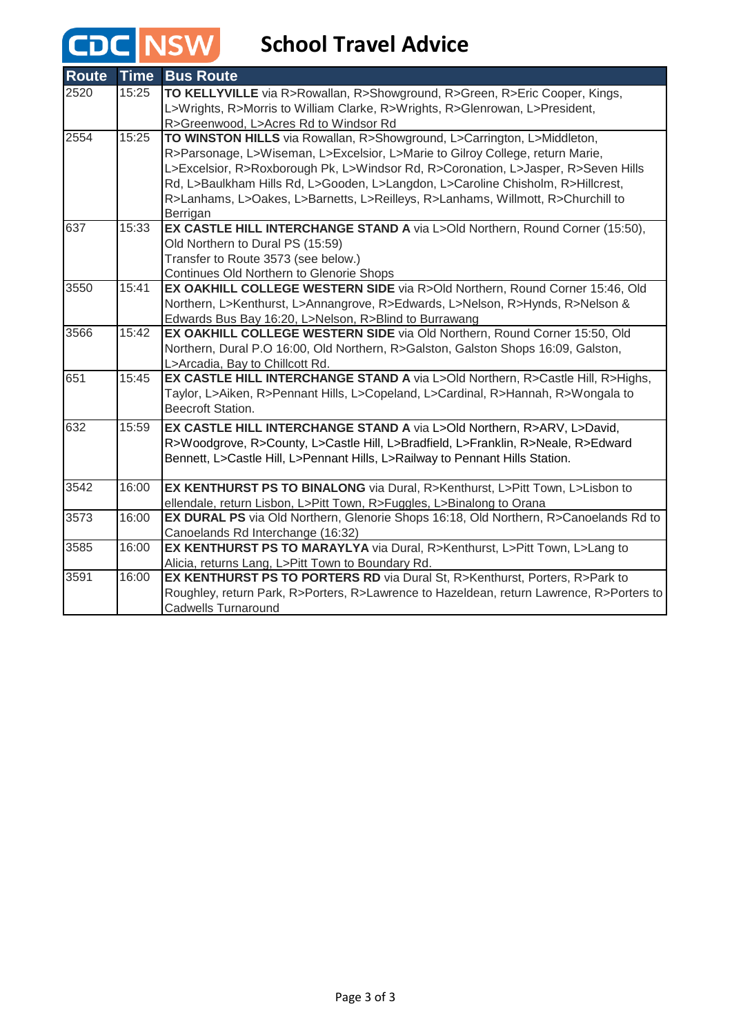# CDC NSW School Travel Advice

| Route | Time | Bus Route |
|---|---|---|
| 2520 | 15:25 | **TO KELLYVILLE** via R>Rowallan, R>Showground, R>Green, R>Eric Cooper, Kings, L>Wrights, R>Morris to William Clarke, R>Wrights, R>Glenrowan, L>President, R>Greenwood, L>Acres Rd to Windsor Rd |
| 2554 | 15:25 | **TO WINSTON HILLS** via Rowallan, R>Showground, L>Carrington, L>Middleton, R>Parsonage, L>Wiseman, L>Excelsior, L>Marie to Gilroy College, return Marie, L>Excelsior, R>Roxborough Pk, L>Windsor Rd, R>Coronation, L>Jasper, R>Seven Hills Rd, L>Baulkham Hills Rd, L>Gooden, L>Langdon, L>Caroline Chisholm, R>Hillcrest, R>Lanhams, L>Oakes, L>Barnetts, L>Reilleys, R>Lanhams, Willmott, R>Churchill to Berrigan |
| 637 | 15:33 | **EX CASTLE HILL INTERCHANGE STAND A** via L>Old Northern, Round Corner (15:50), Old Northern to Dural PS (15:59)<br>Transfer to Route 3573 (see below.)<br>Continues Old Northern to Glenorie Shops |
| 3550 | 15:41 | **EX OAKHILL COLLEGE WESTERN SIDE** via R>Old Northern, Round Corner 15:46, Old Northern, L>Kenthurst, L>Annangrove, R>Edwards, L>Nelson, R>Hynds, R>Nelson & Edwards Bus Bay 16:20, L>Nelson, R>Blind to Burrawang |
| 3566 | 15:42 | **EX OAKHILL COLLEGE WESTERN SIDE** via Old Northern, Round Corner 15:50, Old Northern, Dural P.O 16:00, Old Northern, R>Galston, Galston Shops 16:09, Galston, L>Arcadia, Bay to Chillcott Rd. |
| 651 | 15:45 | **EX CASTLE HILL INTERCHANGE STAND A** via L>Old Northern, R>Castle Hill, R>Highs, Taylor, L>Aiken, R>Pennant Hills, L>Copeland, L>Cardinal, R>Hannah, R>Wongala to Beecroft Station. |
| 632 | 15:59 | **EX CASTLE HILL INTERCHANGE STAND A** via L>Old Northern, R>ARV, L>David, R>Woodgrove, R>County, L>Castle Hill, L>Bradfield, L>Franklin, R>Neale, R>Edward Bennett, L>Castle Hill, L>Pennant Hills, L>Railway to Pennant Hills Station. |
| 3542 | 16:00 | **EX KENTHURST PS TO BINALONG** via Dural, R>Kenthurst, L>Pitt Town, L>Lisbon to ellendale, return Lisbon, L>Pitt Town, R>Fuggles, L>Binalong to Orana |
| 3573 | 16:00 | **EX DURAL PS** via Old Northern, Glenorie Shops 16:18, Old Northern, R>Canoelands Rd to Canoelands Rd Interchange (16:32) |
| 3585 | 16:00 | **EX KENTHURST PS TO MARAYLYA** via Dural, R>Kenthurst, L>Pitt Town, L>Lang to Alicia, returns Lang, L>Pitt Town to Boundary Rd. |
| 3591 | 16:00 | **EX KENTHURST PS TO PORTERS RD** via Dural St, R>Kenthurst, Porters, R>Park to Roughley, return Park, R>Porters, R>Lawrence to Hazeldean, return Lawrence, R>Porters to Cadwells Turnaround |